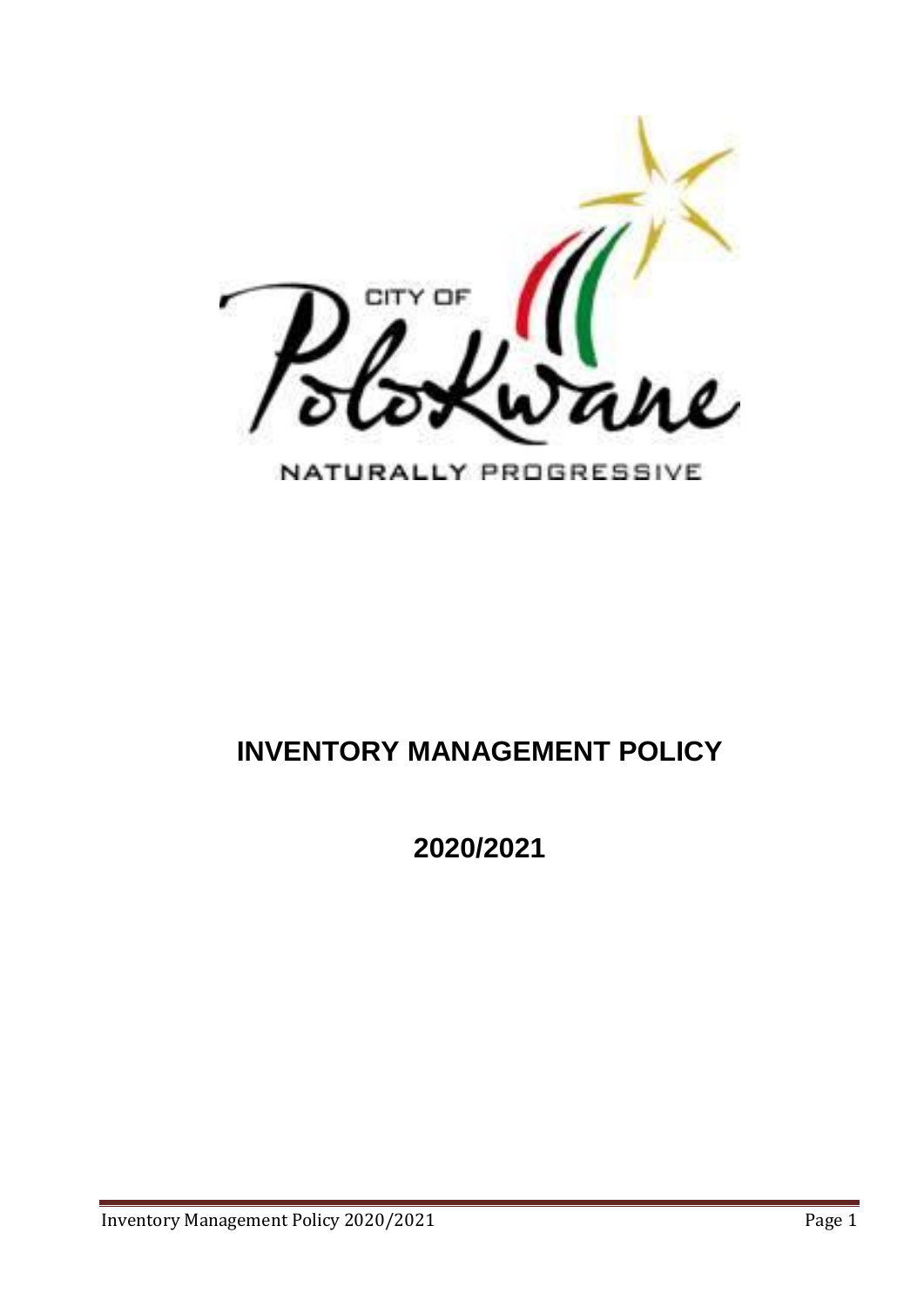CITY OF

Polokwane

NATURALLY PROGRESSIVE

# INVENTORY MANAGEMENT POLICY

## 2020/2021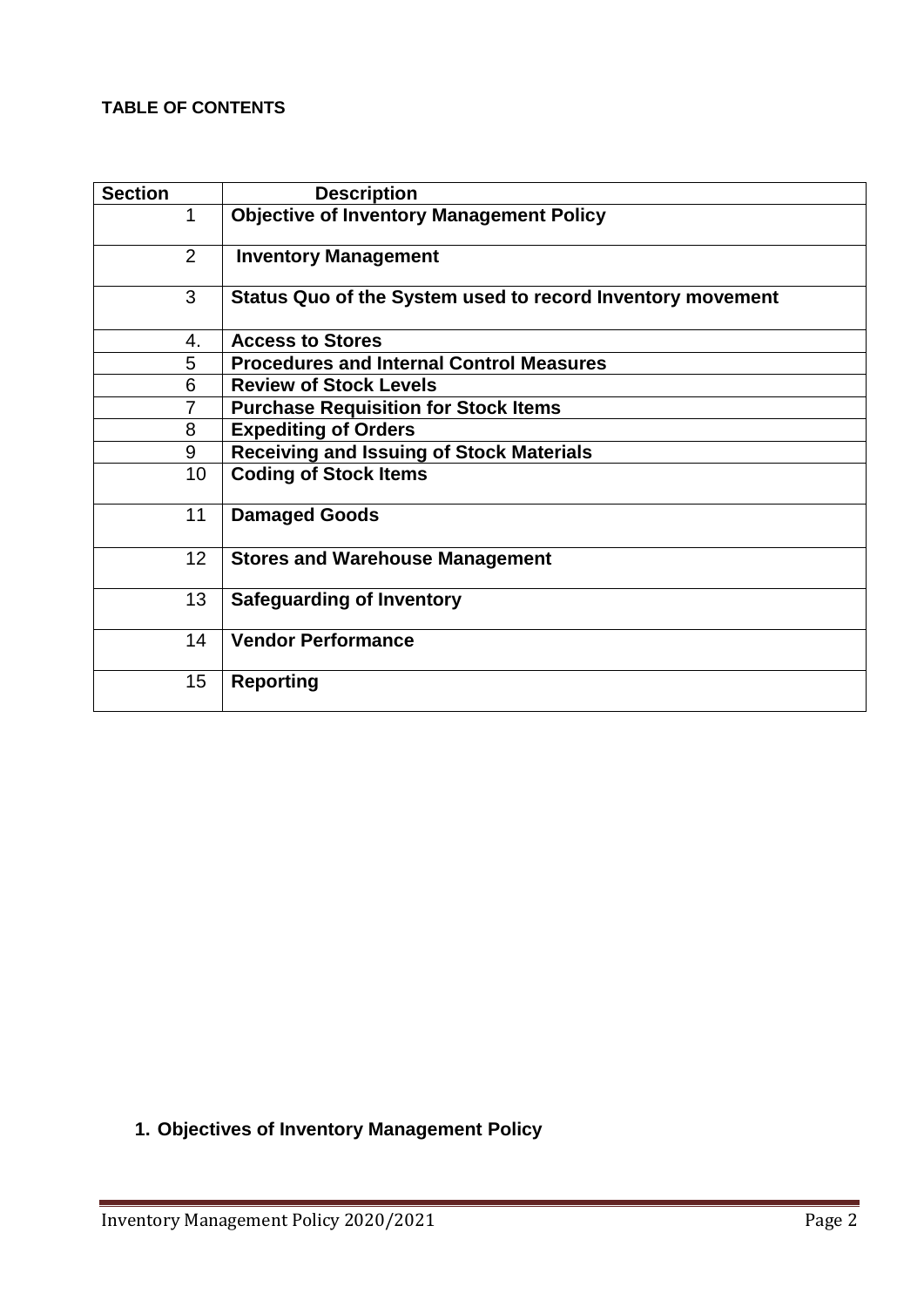**TABLE OF CONTENTS**

| Section | Description |
|---|---|
| 1 | **Objective of Inventory Management Policy** |
| 2 | **Inventory Management** |
| 3 | **Status Quo of the System used to record Inventory movement** |
| 4. | **Access to Stores** |
| 5 | **Procedures and Internal Control Measures** |
| 6 | **Review of Stock Levels** |
| 7 | **Purchase Requisition for Stock Items** |
| 8 | **Expediting of Orders** |
| 9 | **Receiving and Issuing of Stock Materials** |
| 10 | **Coding of Stock Items** |
| 11 | **Damaged Goods** |
| 12 | **Stores and Warehouse Management** |
| 13 | **Safeguarding of Inventory** |
| 14 | **Vendor Performance** |
| 15 | **Reporting** |

## 1. Objectives of Inventory Management Policy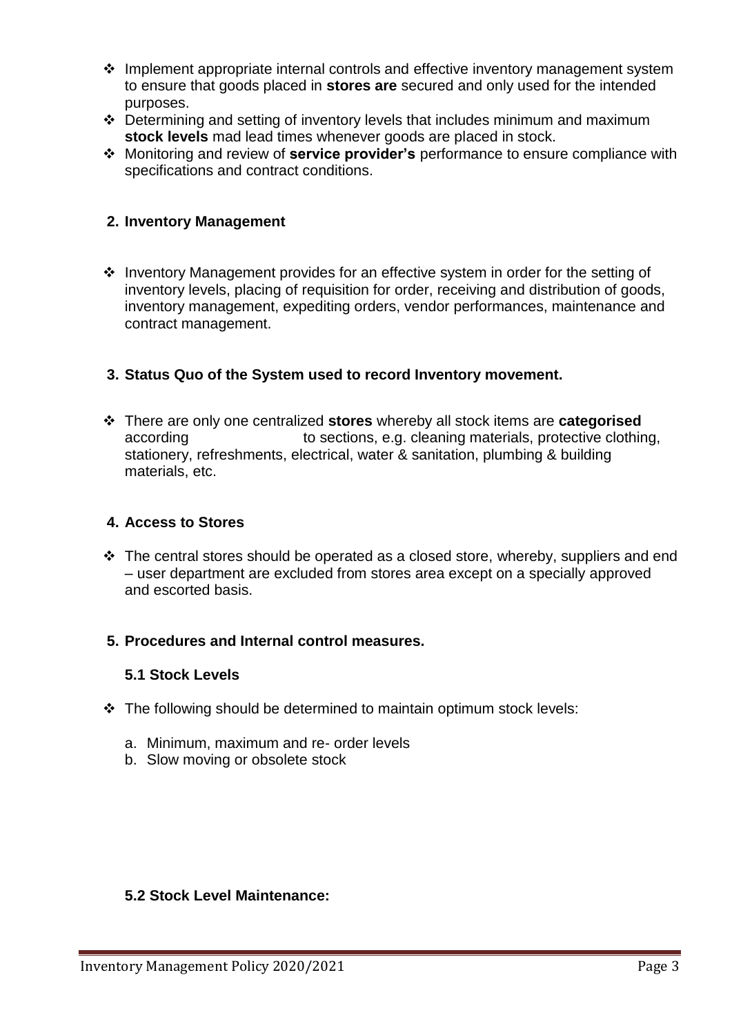- Implement appropriate internal controls and effective inventory management system to ensure that goods placed in **stores are** secured and only used for the intended purposes.
- Determining and setting of inventory levels that includes minimum and maximum **stock levels** mad lead times whenever goods are placed in stock.
- Monitoring and review of **service provider's** performance to ensure compliance with specifications and contract conditions.

## 2. Inventory Management

- Inventory Management provides for an effective system in order for the setting of inventory levels, placing of requisition for order, receiving and distribution of goods, inventory management, expediting orders, vendor performances, maintenance and contract management.

## 3. Status Quo of the System used to record Inventory movement.

- There are only one centralized **stores** whereby all stock items are **categorised** according to sections, e.g. cleaning materials, protective clothing, stationery, refreshments, electrical, water & sanitation, plumbing & building materials, etc.

## 4. Access to Stores

- The central stores should be operated as a closed store, whereby, suppliers and end – user department are excluded from stores area except on a specially approved and escorted basis.

## 5. Procedures and Internal control measures.

### 5.1 Stock Levels

- The following should be determined to maintain optimum stock levels:

  a. Minimum, maximum and re- order levels
  b. Slow moving or obsolete stock

### 5.2 Stock Level Maintenance: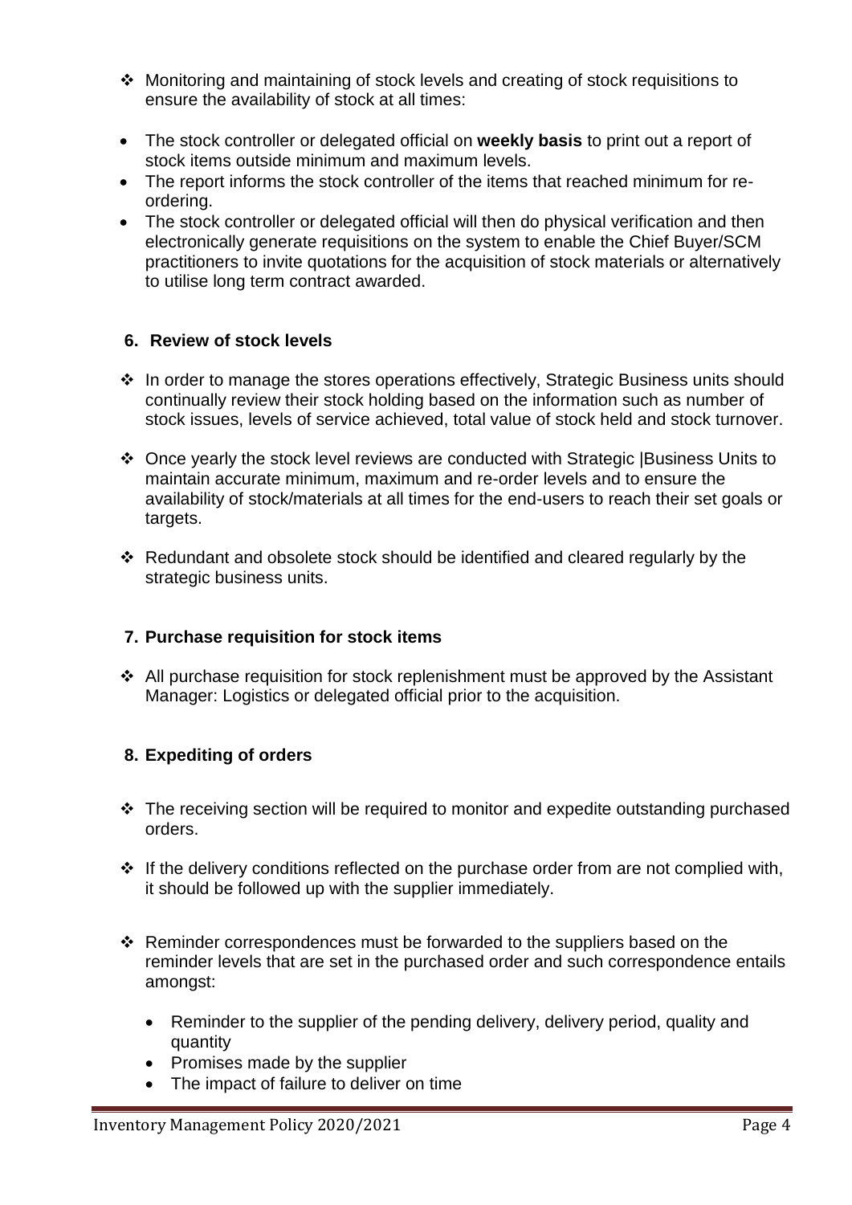- Monitoring and maintaining of stock levels and creating of stock requisitions to ensure the availability of stock at all times:

- The stock controller or delegated official on **weekly basis** to print out a report of stock items outside minimum and maximum levels.
- The report informs the stock controller of the items that reached minimum for re-ordering.
- The stock controller or delegated official will then do physical verification and then electronically generate requisitions on the system to enable the Chief Buyer/SCM practitioners to invite quotations for the acquisition of stock materials or alternatively to utilise long term contract awarded.

## 6. Review of stock levels

- In order to manage the stores operations effectively, Strategic Business units should continually review their stock holding based on the information such as number of stock issues, levels of service achieved, total value of stock held and stock turnover.

- Once yearly the stock level reviews are conducted with Strategic |Business Units to maintain accurate minimum, maximum and re-order levels and to ensure the availability of stock/materials at all times for the end-users to reach their set goals or targets.

- Redundant and obsolete stock should be identified and cleared regularly by the strategic business units.

## 7. Purchase requisition for stock items

- All purchase requisition for stock replenishment must be approved by the Assistant Manager: Logistics or delegated official prior to the acquisition.

## 8. Expediting of orders

- The receiving section will be required to monitor and expedite outstanding purchased orders.

- If the delivery conditions reflected on the purchase order from are not complied with, it should be followed up with the supplier immediately.

- Reminder correspondences must be forwarded to the suppliers based on the reminder levels that are set in the purchased order and such correspondence entails amongst:

  - Reminder to the supplier of the pending delivery, delivery period, quality and quantity
  - Promises made by the supplier
  - The impact of failure to deliver on time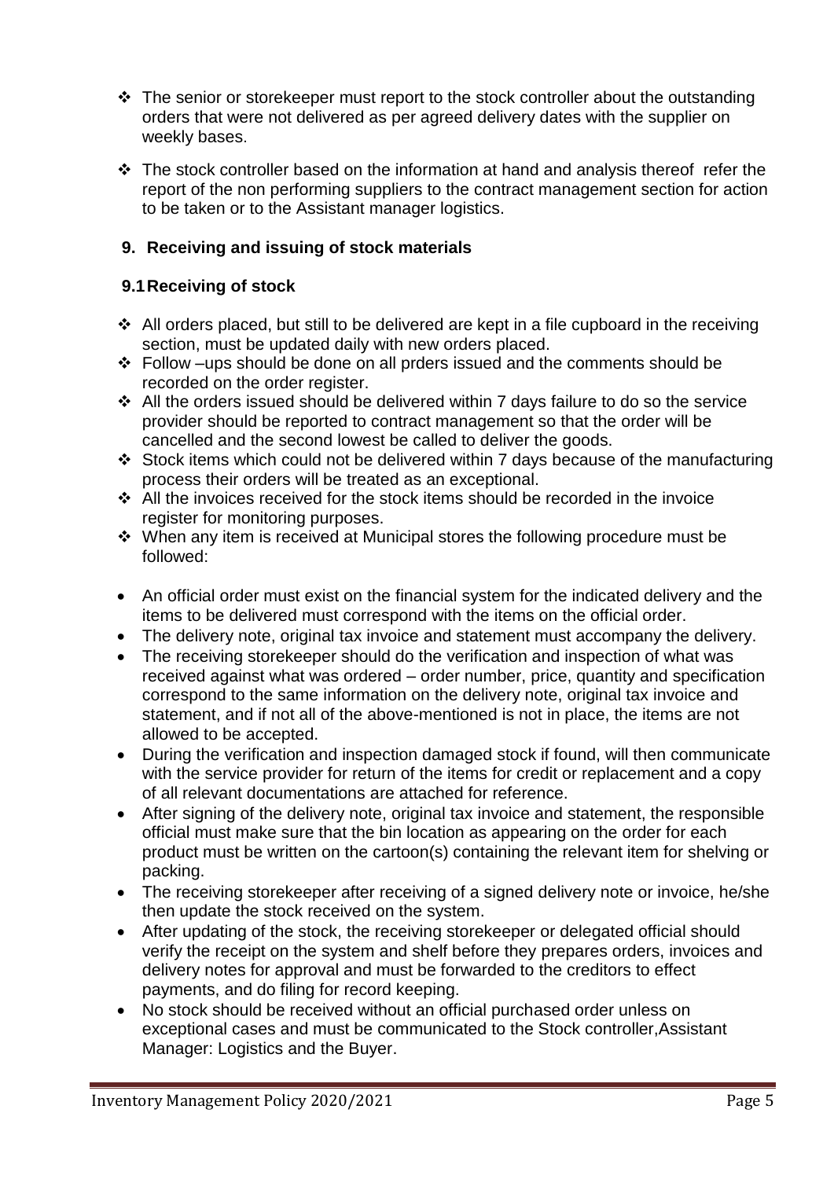- The senior or storekeeper must report to the stock controller about the outstanding orders that were not delivered as per agreed delivery dates with the supplier on weekly bases.
- The stock controller based on the information at hand and analysis thereof refer the report of the non performing suppliers to the contract management section for action to be taken or to the Assistant manager logistics.

## 9. Receiving and issuing of stock materials

### 9.1 Receiving of stock

- All orders placed, but still to be delivered are kept in a file cupboard in the receiving section, must be updated daily with new orders placed.
- Follow –ups should be done on all prders issued and the comments should be recorded on the order register.
- All the orders issued should be delivered within 7 days failure to do so the service provider should be reported to contract management so that the order will be cancelled and the second lowest be called to deliver the goods.
- Stock items which could not be delivered within 7 days because of the manufacturing process their orders will be treated as an exceptional.
- All the invoices received for the stock items should be recorded in the invoice register for monitoring purposes.
- When any item is received at Municipal stores the following procedure must be followed:

- An official order must exist on the financial system for the indicated delivery and the items to be delivered must correspond with the items on the official order.
- The delivery note, original tax invoice and statement must accompany the delivery.
- The receiving storekeeper should do the verification and inspection of what was received against what was ordered – order number, price, quantity and specification correspond to the same information on the delivery note, original tax invoice and statement, and if not all of the above-mentioned is not in place, the items are not allowed to be accepted.
- During the verification and inspection damaged stock if found, will then communicate with the service provider for return of the items for credit or replacement and a copy of all relevant documentations are attached for reference.
- After signing of the delivery note, original tax invoice and statement, the responsible official must make sure that the bin location as appearing on the order for each product must be written on the cartoon(s) containing the relevant item for shelving or packing.
- The receiving storekeeper after receiving of a signed delivery note or invoice, he/she then update the stock received on the system.
- After updating of the stock, the receiving storekeeper or delegated official should verify the receipt on the system and shelf before they prepares orders, invoices and delivery notes for approval and must be forwarded to the creditors to effect payments, and do filing for record keeping.
- No stock should be received without an official purchased order unless on exceptional cases and must be communicated to the Stock controller,Assistant Manager: Logistics and the Buyer.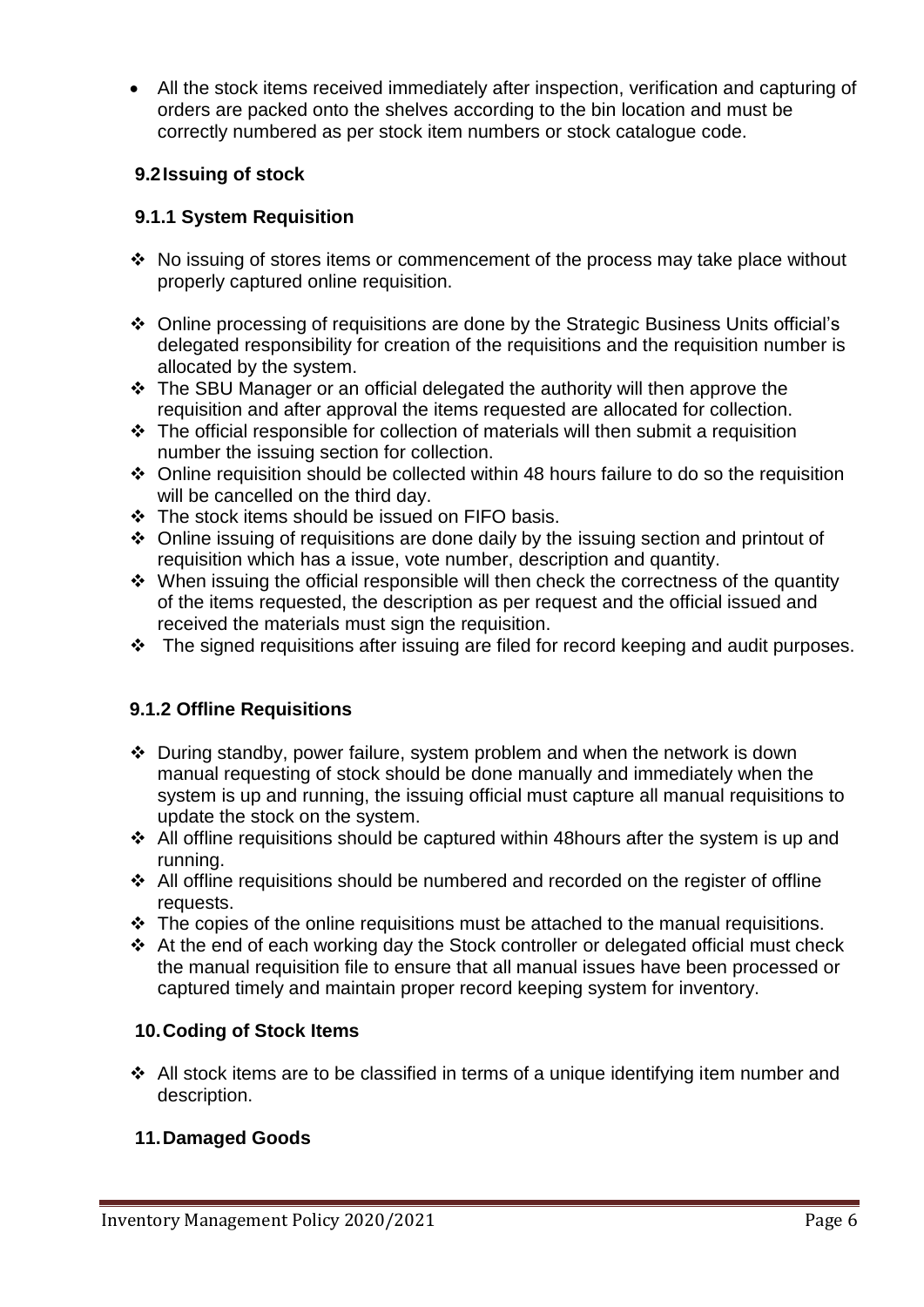- All the stock items received immediately after inspection, verification and capturing of orders are packed onto the shelves according to the bin location and must be correctly numbered as per stock item numbers or stock catalogue code.

## 9.2 Issuing of stock

### 9.1.1 System Requisition

- No issuing of stores items or commencement of the process may take place without properly captured online requisition.
- Online processing of requisitions are done by the Strategic Business Units official's delegated responsibility for creation of the requisitions and the requisition number is allocated by the system.
- The SBU Manager or an official delegated the authority will then approve the requisition and after approval the items requested are allocated for collection.
- The official responsible for collection of materials will then submit a requisition number the issuing section for collection.
- Online requisition should be collected within 48 hours failure to do so the requisition will be cancelled on the third day.
- The stock items should be issued on FIFO basis.
- Online issuing of requisitions are done daily by the issuing section and printout of requisition which has a issue, vote number, description and quantity.
- When issuing the official responsible will then check the correctness of the quantity of the items requested, the description as per request and the official issued and received the materials must sign the requisition.
- The signed requisitions after issuing are filed for record keeping and audit purposes.

### 9.1.2 Offline Requisitions

- During standby, power failure, system problem and when the network is down manual requesting of stock should be done manually and immediately when the system is up and running, the issuing official must capture all manual requisitions to update the stock on the system.
- All offline requisitions should be captured within 48hours after the system is up and running.
- All offline requisitions should be numbered and recorded on the register of offline requests.
- The copies of the online requisitions must be attached to the manual requisitions.
- At the end of each working day the Stock controller or delegated official must check the manual requisition file to ensure that all manual issues have been processed or captured timely and maintain proper record keeping system for inventory.

## 10. Coding of Stock Items

- All stock items are to be classified in terms of a unique identifying item number and description.

## 11. Damaged Goods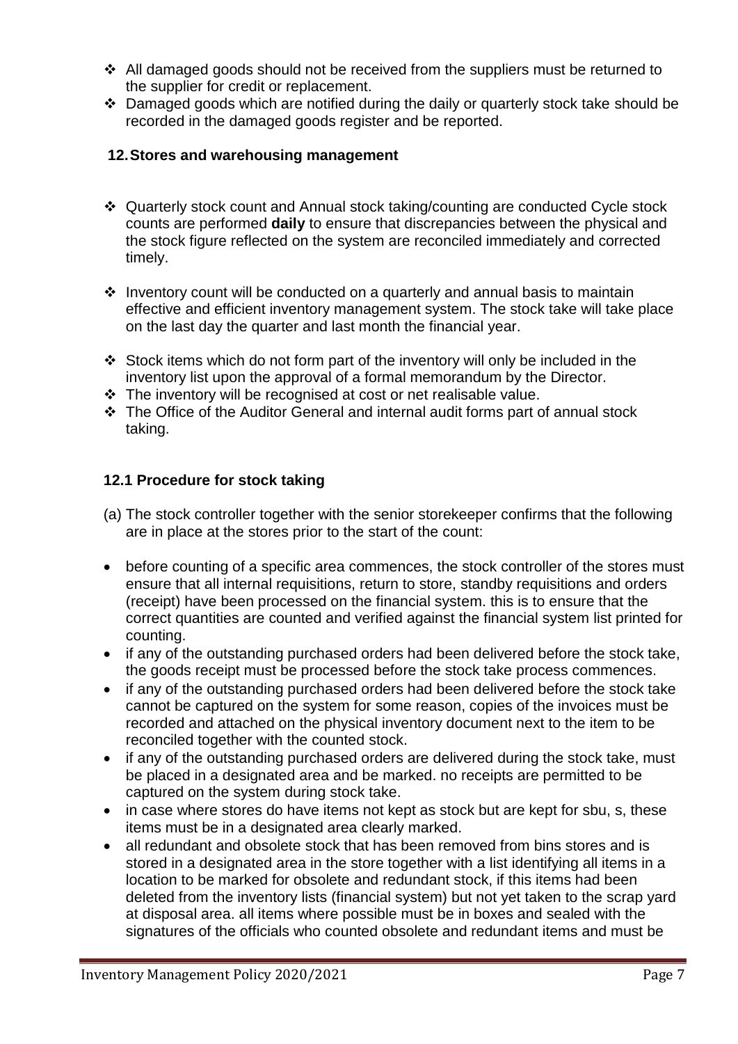- All damaged goods should not be received from the suppliers must be returned to the supplier for credit or replacement.
- Damaged goods which are notified during the daily or quarterly stock take should be recorded in the damaged goods register and be reported.

## 12. Stores and warehousing management

- Quarterly stock count and Annual stock taking/counting are conducted Cycle stock counts are performed **daily** to ensure that discrepancies between the physical and the stock figure reflected on the system are reconciled immediately and corrected timely.
- Inventory count will be conducted on a quarterly and annual basis to maintain effective and efficient inventory management system. The stock take will take place on the last day the quarter and last month the financial year.
- Stock items which do not form part of the inventory will only be included in the inventory list upon the approval of a formal memorandum by the Director.
- The inventory will be recognised at cost or net realisable value.
- The Office of the Auditor General and internal audit forms part of annual stock taking.

### 12.1 Procedure for stock taking

(a) The stock controller together with the senior storekeeper confirms that the following are in place at the stores prior to the start of the count:

- before counting of a specific area commences, the stock controller of the stores must ensure that all internal requisitions, return to store, standby requisitions and orders (receipt) have been processed on the financial system. this is to ensure that the correct quantities are counted and verified against the financial system list printed for counting.
- if any of the outstanding purchased orders had been delivered before the stock take, the goods receipt must be processed before the stock take process commences.
- if any of the outstanding purchased orders had been delivered before the stock take cannot be captured on the system for some reason, copies of the invoices must be recorded and attached on the physical inventory document next to the item to be reconciled together with the counted stock.
- if any of the outstanding purchased orders are delivered during the stock take, must be placed in a designated area and be marked. no receipts are permitted to be captured on the system during stock take.
- in case where stores do have items not kept as stock but are kept for sbu, s, these items must be in a designated area clearly marked.
- all redundant and obsolete stock that has been removed from bins stores and is stored in a designated area in the store together with a list identifying all items in a location to be marked for obsolete and redundant stock, if this items had been deleted from the inventory lists (financial system) but not yet taken to the scrap yard at disposal area. all items where possible must be in boxes and sealed with the signatures of the officials who counted obsolete and redundant items and must be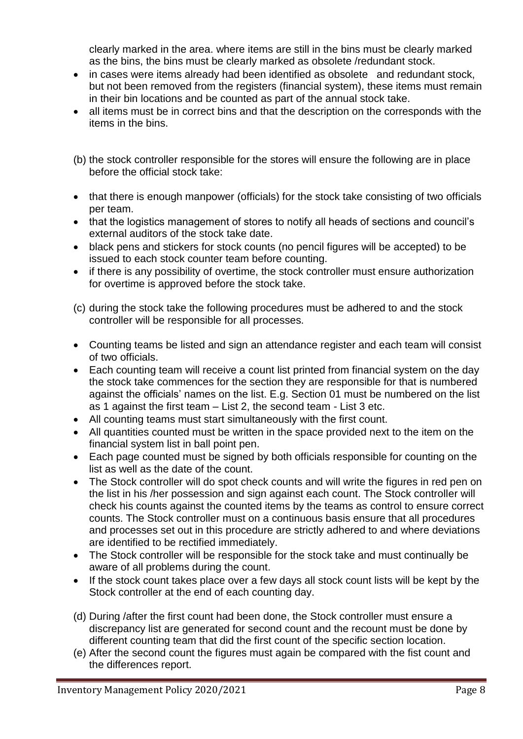clearly marked in the area. where items are still in the bins must be clearly marked as the bins, the bins must be clearly marked as obsolete /redundant stock.

- in cases were items already had been identified as obsolete and redundant stock, but not been removed from the registers (financial system), these items must remain in their bin locations and be counted as part of the annual stock take.
- all items must be in correct bins and that the description on the corresponds with the items in the bins.

(b) the stock controller responsible for the stores will ensure the following are in place before the official stock take:

- that there is enough manpower (officials) for the stock take consisting of two officials per team.
- that the logistics management of stores to notify all heads of sections and council's external auditors of the stock take date.
- black pens and stickers for stock counts (no pencil figures will be accepted) to be issued to each stock counter team before counting.
- if there is any possibility of overtime, the stock controller must ensure authorization for overtime is approved before the stock take.

(c) during the stock take the following procedures must be adhered to and the stock controller will be responsible for all processes.

- Counting teams be listed and sign an attendance register and each team will consist of two officials.
- Each counting team will receive a count list printed from financial system on the day the stock take commences for the section they are responsible for that is numbered against the officials' names on the list. E.g. Section 01 must be numbered on the list as 1 against the first team – List 2, the second team - List 3 etc.
- All counting teams must start simultaneously with the first count.
- All quantities counted must be written in the space provided next to the item on the financial system list in ball point pen.
- Each page counted must be signed by both officials responsible for counting on the list as well as the date of the count.
- The Stock controller will do spot check counts and will write the figures in red pen on the list in his /her possession and sign against each count. The Stock controller will check his counts against the counted items by the teams as control to ensure correct counts. The Stock controller must on a continuous basis ensure that all procedures and processes set out in this procedure are strictly adhered to and where deviations are identified to be rectified immediately.
- The Stock controller will be responsible for the stock take and must continually be aware of all problems during the count.
- If the stock count takes place over a few days all stock count lists will be kept by the Stock controller at the end of each counting day.

(d) During /after the first count had been done, the Stock controller must ensure a discrepancy list are generated for second count and the recount must be done by different counting team that did the first count of the specific section location.

(e) After the second count the figures must again be compared with the fist count and the differences report.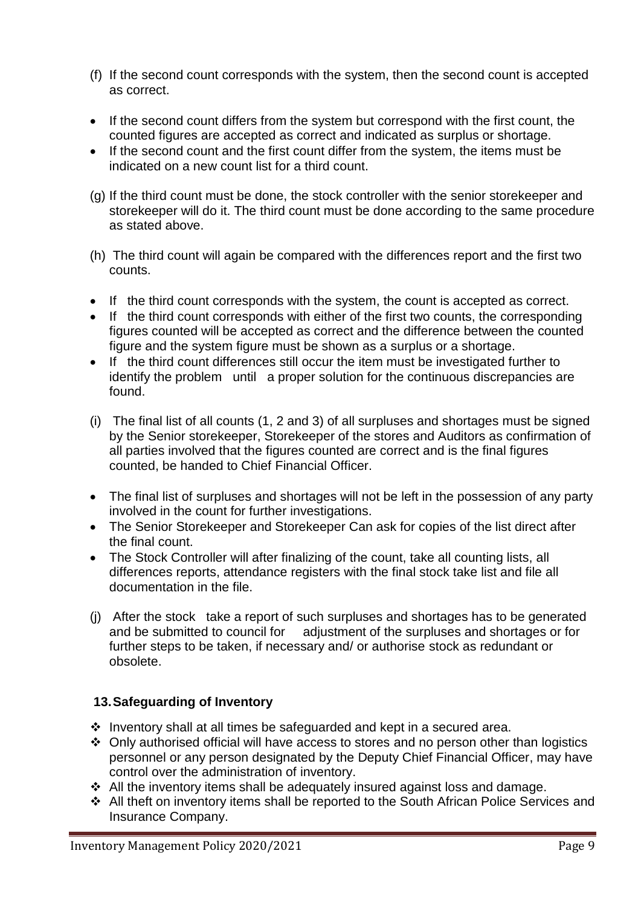(f) If the second count corresponds with the system, then the second count is accepted as correct.

- If the second count differs from the system but correspond with the first count, the counted figures are accepted as correct and indicated as surplus or shortage.
- If the second count and the first count differ from the system, the items must be indicated on a new count list for a third count.

(g) If the third count must be done, the stock controller with the senior storekeeper and storekeeper will do it. The third count must be done according to the same procedure as stated above.

(h) The third count will again be compared with the differences report and the first two counts.

- If the third count corresponds with the system, the count is accepted as correct.
- If the third count corresponds with either of the first two counts, the corresponding figures counted will be accepted as correct and the difference between the counted figure and the system figure must be shown as a surplus or a shortage.
- If the third count differences still occur the item must be investigated further to identify the problem until a proper solution for the continuous discrepancies are found.

(i) The final list of all counts (1, 2 and 3) of all surpluses and shortages must be signed by the Senior storekeeper, Storekeeper of the stores and Auditors as confirmation of all parties involved that the figures counted are correct and is the final figures counted, be handed to Chief Financial Officer.

- The final list of surpluses and shortages will not be left in the possession of any party involved in the count for further investigations.
- The Senior Storekeeper and Storekeeper Can ask for copies of the list direct after the final count.
- The Stock Controller will after finalizing of the count, take all counting lists, all differences reports, attendance registers with the final stock take list and file all documentation in the file.

(j) After the stock take a report of such surpluses and shortages has to be generated and be submitted to council for adjustment of the surpluses and shortages or for further steps to be taken, if necessary and/ or authorise stock as redundant or obsolete.

## 13. Safeguarding of Inventory

- Inventory shall at all times be safeguarded and kept in a secured area.
- Only authorised official will have access to stores and no person other than logistics personnel or any person designated by the Deputy Chief Financial Officer, may have control over the administration of inventory.
- All the inventory items shall be adequately insured against loss and damage.
- All theft on inventory items shall be reported to the South African Police Services and Insurance Company.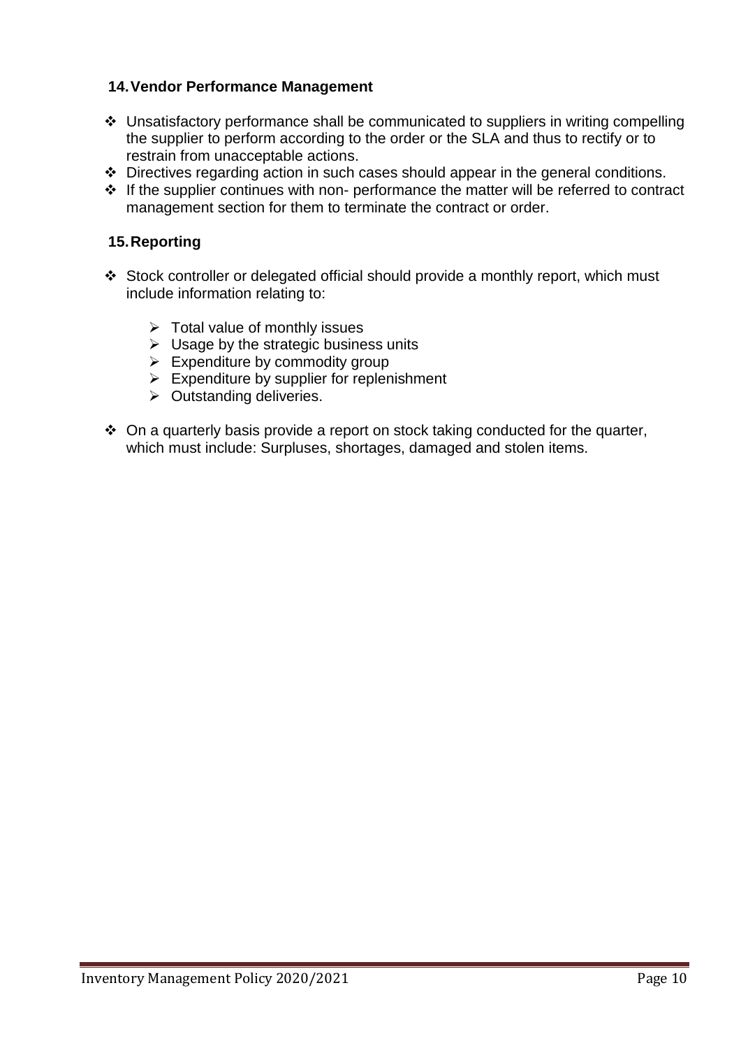## 14. Vendor Performance Management

- Unsatisfactory performance shall be communicated to suppliers in writing compelling the supplier to perform according to the order or the SLA and thus to rectify or to restrain from unacceptable actions.
- Directives regarding action in such cases should appear in the general conditions.
- If the supplier continues with non- performance the matter will be referred to contract management section for them to terminate the contract or order.

## 15. Reporting

- Stock controller or delegated official should provide a monthly report, which must include information relating to:
  - Total value of monthly issues
  - Usage by the strategic business units
  - Expenditure by commodity group
  - Expenditure by supplier for replenishment
  - Outstanding deliveries.
- On a quarterly basis provide a report on stock taking conducted for the quarter, which must include: Surpluses, shortages, damaged and stolen items.